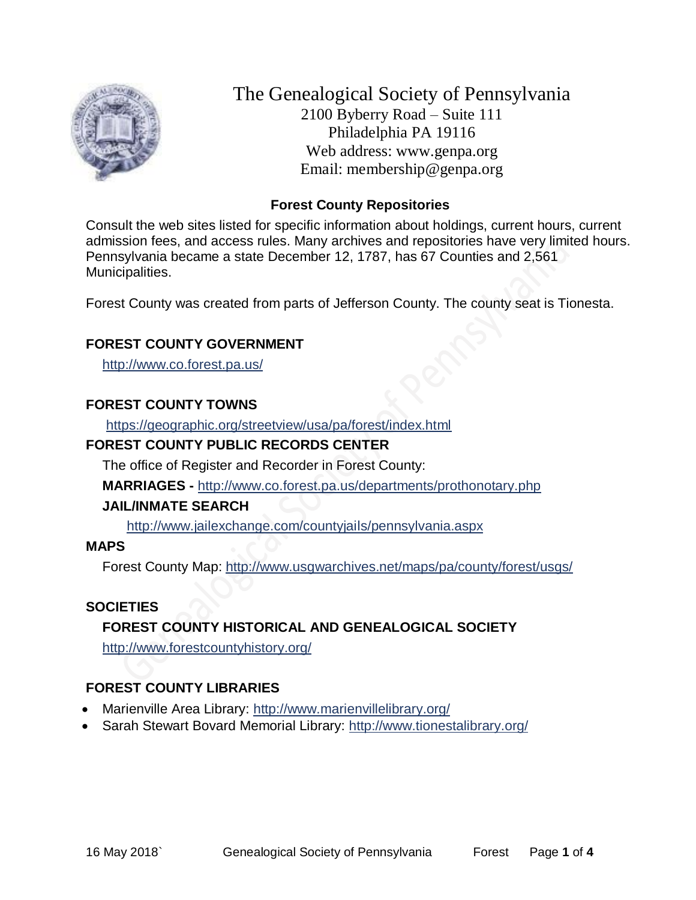# The Genealogical Society of Pennsylvania

2100 Byberry Road – Suite 111
Philadelphia PA 19116
Web address: www.genpa.org
Email: membership@genpa.org

## Forest County Repositories

Consult the web sites listed for specific information about holdings, current hours, current admission fees, and access rules. Many archives and repositories have very limited hours. Pennsylvania became a state December 12, 1787, has 67 Counties and 2,561 Municipalities.

Forest County was created from parts of Jefferson County. The county seat is Tionesta.

### FOREST COUNTY GOVERNMENT

http://www.co.forest.pa.us/

### FOREST COUNTY TOWNS

https://geographic.org/streetview/usa/pa/forest/index.html

### FOREST COUNTY PUBLIC RECORDS CENTER

The office of Register and Recorder in Forest County:

**MARRIAGES -** http://www.co.forest.pa.us/departments/prothonotary.php

**JAIL/INMATE SEARCH**

http://www.jailexchange.com/countyjails/pennsylvania.aspx

### MAPS

Forest County Map: http://www.usgwarchives.net/maps/pa/county/forest/usgs/

### SOCIETIES

**FOREST COUNTY HISTORICAL AND GENEALOGICAL SOCIETY**

http://www.forestcountyhistory.org/

### FOREST COUNTY LIBRARIES

- Marienville Area Library: http://www.marienvillelibrary.org/
- Sarah Stewart Bovard Memorial Library: http://www.tionestalibrary.org/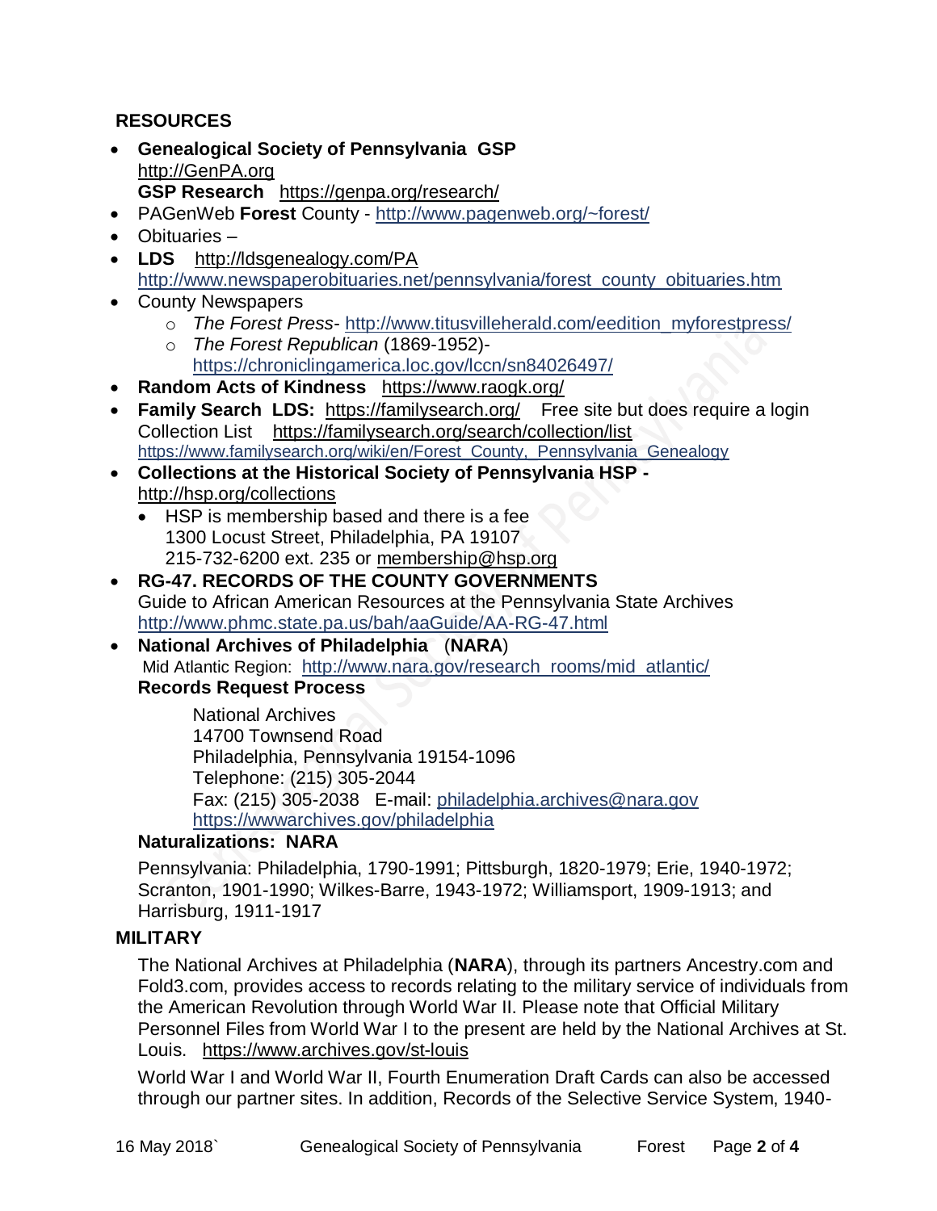## RESOURCES

- **Genealogical Society of Pennsylvania GSP** http://GenPA.org
  **GSP Research** https://genpa.org/research/
- PAGenWeb **Forest** County - http://www.pagenweb.org/~forest/
- Obituaries –
- **LDS** http://ldsgenealogy.com/PA
  http://www.newspaperobituaries.net/pennsylvania/forest_county_obituaries.htm
- County Newspapers
  - *The Forest Press*- http://www.titusvilleherald.com/eedition_myforestpress/
  - *The Forest Republican* (1869-1952)- https://chroniclingamerica.loc.gov/lccn/sn84026497/
- **Random Acts of Kindness** https://www.raogk.org/
- **Family Search LDS:** https://familysearch.org/ Free site but does require a login
  Collection List https://familysearch.org/search/collection/list
  https://www.familysearch.org/wiki/en/Forest_County,_Pennsylvania_Genealogy
- **Collections at the Historical Society of Pennsylvania HSP -** http://hsp.org/collections
  - HSP is membership based and there is a fee
    1300 Locust Street, Philadelphia, PA 19107
    215-732-6200 ext. 235 or membership@hsp.org
- **RG-47. RECORDS OF THE COUNTY GOVERNMENTS**
  Guide to African American Resources at the Pennsylvania State Archives
  http://www.phmc.state.pa.us/bah/aaGuide/AA-RG-47.html
- **National Archives of Philadelphia** (**NARA**)
  Mid Atlantic Region: http://www.nara.gov/research_rooms/mid_atlantic/
  **Records Request Process**

  National Archives
  14700 Townsend Road
  Philadelphia, Pennsylvania 19154-1096
  Telephone: (215) 305-2044
  Fax: (215) 305-2038 E-mail: philadelphia.archives@nara.gov
  https://wwwarchives.gov/philadelphia

  **Naturalizations: NARA**

  Pennsylvania: Philadelphia, 1790-1991; Pittsburgh, 1820-1979; Erie, 1940-1972; Scranton, 1901-1990; Wilkes-Barre, 1943-1972; Williamsport, 1909-1913; and Harrisburg, 1911-1917

## MILITARY

The National Archives at Philadelphia (**NARA**), through its partners Ancestry.com and Fold3.com, provides access to records relating to the military service of individuals from the American Revolution through World War II. Please note that Official Military Personnel Files from World War I to the present are held by the National Archives at St. Louis. https://www.archives.gov/st-louis

World War I and World War II, Fourth Enumeration Draft Cards can also be accessed through our partner sites. In addition, Records of the Selective Service System, 1940-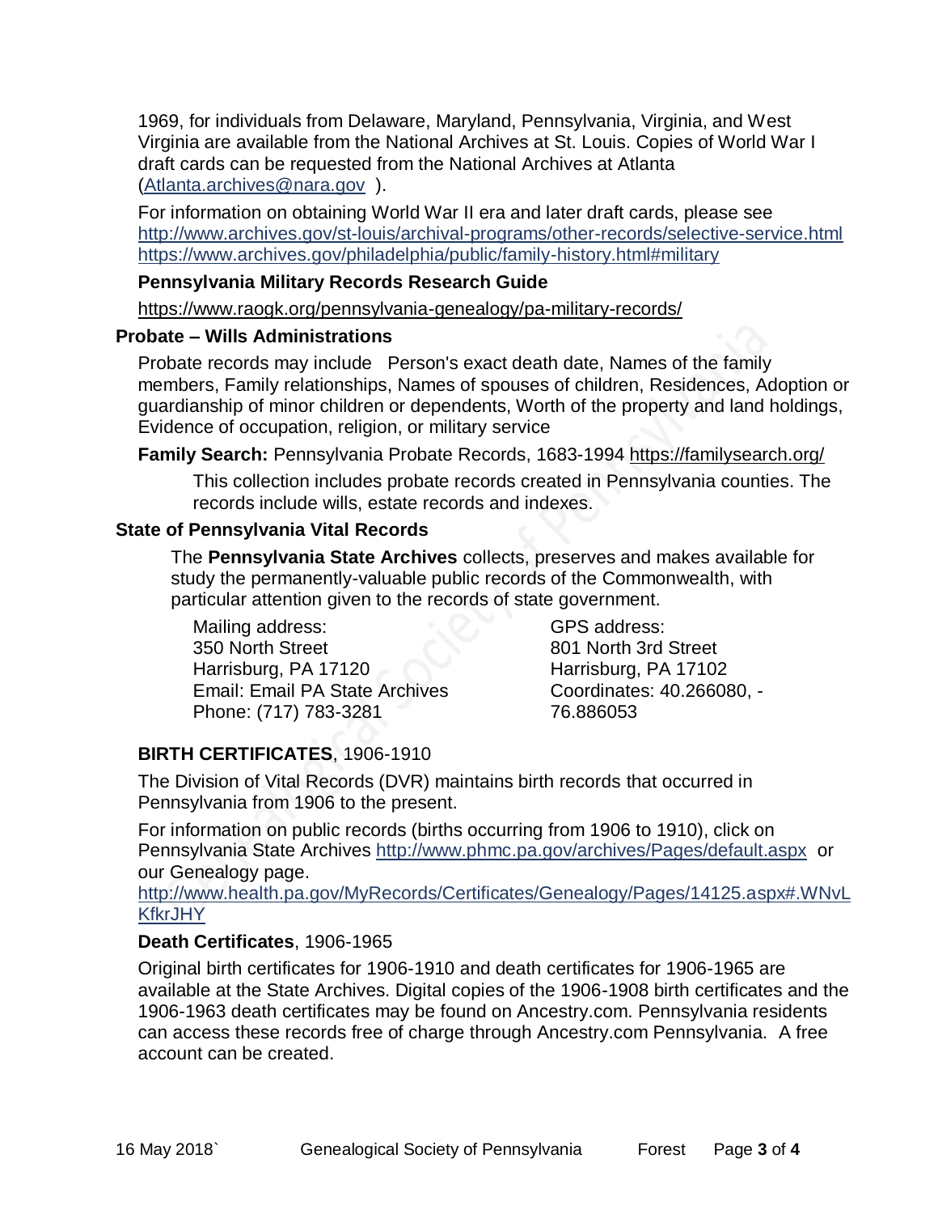1969, for individuals from Delaware, Maryland, Pennsylvania, Virginia, and West Virginia are available from the National Archives at St. Louis. Copies of World War I draft cards can be requested from the National Archives at Atlanta (Atlanta.archives@nara.gov ).

For information on obtaining World War II era and later draft cards, please see http://www.archives.gov/st-louis/archival-programs/other-records/selective-service.html https://www.archives.gov/philadelphia/public/family-history.html#military

**Pennsylvania Military Records Research Guide**

https://www.raogk.org/pennsylvania-genealogy/pa-military-records/

**Probate – Wills Administrations**

Probate records may include Person's exact death date, Names of the family members, Family relationships, Names of spouses of children, Residences, Adoption or guardianship of minor children or dependents, Worth of the property and land holdings, Evidence of occupation, religion, or military service

**Family Search:** Pennsylvania Probate Records, 1683-1994 https://familysearch.org/

This collection includes probate records created in Pennsylvania counties. The records include wills, estate records and indexes.

**State of Pennsylvania Vital Records**

The **Pennsylvania State Archives** collects, preserves and makes available for study the permanently-valuable public records of the Commonwealth, with particular attention given to the records of state government.

Mailing address:
350 North Street
Harrisburg, PA 17120
Email: Email PA State Archives
Phone: (717) 783-3281

GPS address:
801 North 3rd Street
Harrisburg, PA 17102
Coordinates: 40.266080, -76.886053

**BIRTH CERTIFICATES**, 1906-1910

The Division of Vital Records (DVR) maintains birth records that occurred in Pennsylvania from 1906 to the present.

For information on public records (births occurring from 1906 to 1910), click on Pennsylvania State Archives http://www.phmc.pa.gov/archives/Pages/default.aspx or our Genealogy page.
http://www.health.pa.gov/MyRecords/Certificates/Genealogy/Pages/14125.aspx#.WNvLKfkrJHY

**Death Certificates**, 1906-1965

Original birth certificates for 1906-1910 and death certificates for 1906-1965 are available at the State Archives. Digital copies of the 1906-1908 birth certificates and the 1906-1963 death certificates may be found on Ancestry.com. Pennsylvania residents can access these records free of charge through Ancestry.com Pennsylvania. A free account can be created.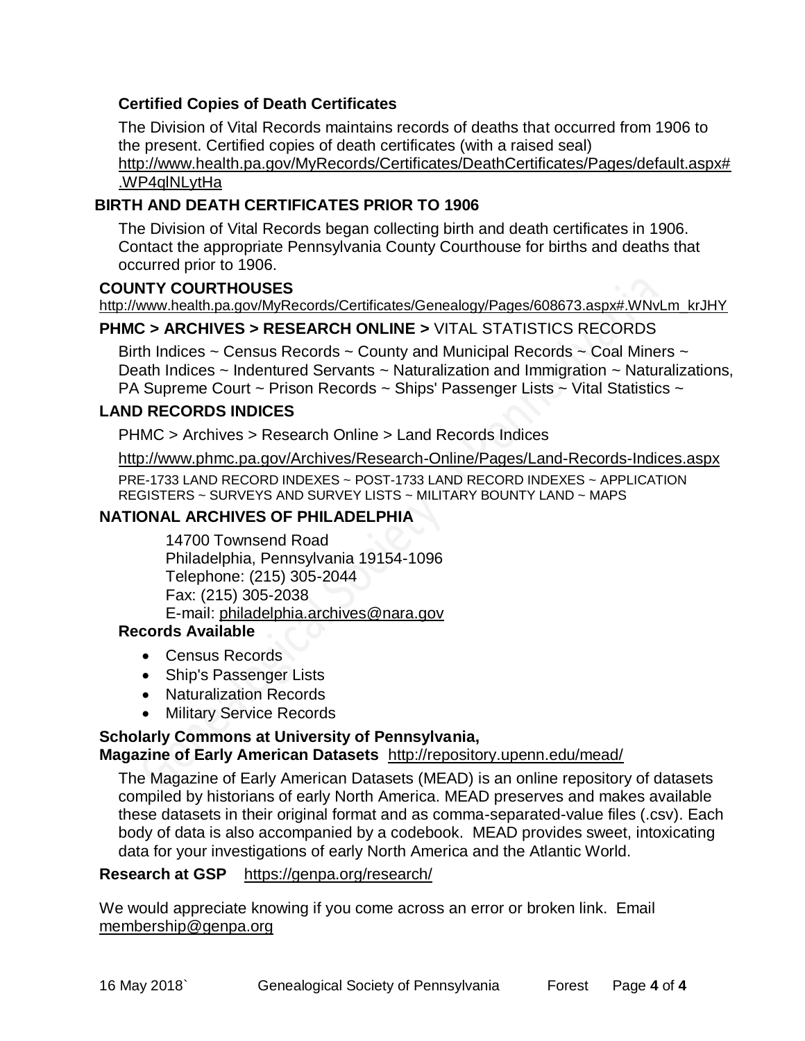### Certified Copies of Death Certificates

The Division of Vital Records maintains records of deaths that occurred from 1906 to the present. Certified copies of death certificates (with a raised seal) http://www.health.pa.gov/MyRecords/Certificates/DeathCertificates/Pages/default.aspx#.WP4qlNLytHa

## BIRTH AND DEATH CERTIFICATES PRIOR TO 1906

The Division of Vital Records began collecting birth and death certificates in 1906. Contact the appropriate Pennsylvania County Courthouse for births and deaths that occurred prior to 1906.

## COUNTY COURTHOUSES

http://www.health.pa.gov/MyRecords/Certificates/Genealogy/Pages/608673.aspx#.WNvLm_krJHY

## PHMC > ARCHIVES > RESEARCH ONLINE > VITAL STATISTICS RECORDS

Birth Indices ~ Census Records ~ County and Municipal Records ~ Coal Miners ~ Death Indices ~ Indentured Servants ~ Naturalization and Immigration ~ Naturalizations, PA Supreme Court ~ Prison Records ~ Ships' Passenger Lists ~ Vital Statistics ~

## LAND RECORDS INDICES

PHMC > Archives > Research Online > Land Records Indices

http://www.phmc.pa.gov/Archives/Research-Online/Pages/Land-Records-Indices.aspx

PRE-1733 LAND RECORD INDEXES ~ POST-1733 LAND RECORD INDEXES ~ APPLICATION REGISTERS ~ SURVEYS AND SURVEY LISTS ~ MILITARY BOUNTY LAND ~ MAPS

## NATIONAL ARCHIVES OF PHILADELPHIA

14700 Townsend Road
Philadelphia, Pennsylvania 19154-1096
Telephone: (215) 305-2044
Fax: (215) 305-2038
E-mail: philadelphia.archives@nara.gov

### Records Available

- Census Records
- Ship's Passenger Lists
- Naturalization Records
- Military Service Records

### Scholarly Commons at University of Pennsylvania, Magazine of Early American Datasets http://repository.upenn.edu/mead/

The Magazine of Early American Datasets (MEAD) is an online repository of datasets compiled by historians of early North America. MEAD preserves and makes available these datasets in their original format and as comma-separated-value files (.csv). Each body of data is also accompanied by a codebook. MEAD provides sweet, intoxicating data for your investigations of early North America and the Atlantic World.

**Research at GSP** https://genpa.org/research/

We would appreciate knowing if you come across an error or broken link. Email membership@genpa.org